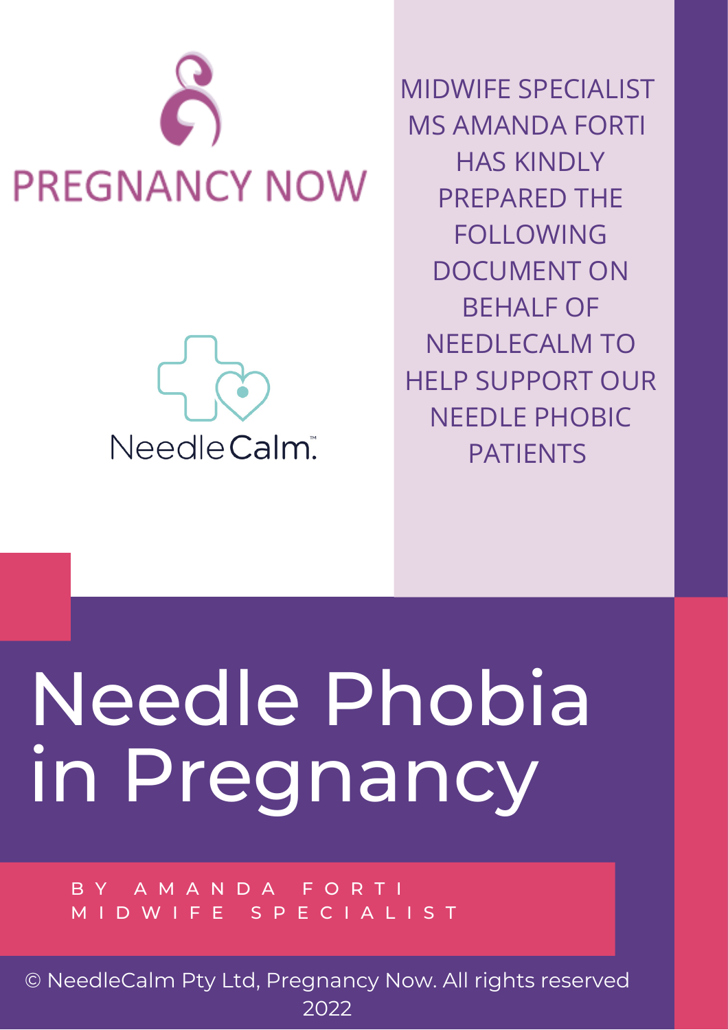PREGNANCY NOW

NeedleCalm™

MIDWIFE SPECIALIST MS AMANDA FORTI HAS KINDLY PREPARED THE FOLLOWING DOCUMENT ON BEHALF OF NEEDLECALM TO HELP SUPPORT OUR NEEDLE PHOBIC PATIENTS

# Needle Phobia in Pregnancy

BY AMANDA FORTI
MIDWIFE SPECIALIST

© NeedleCalm Pty Ltd, Pregnancy Now. All rights reserved 2022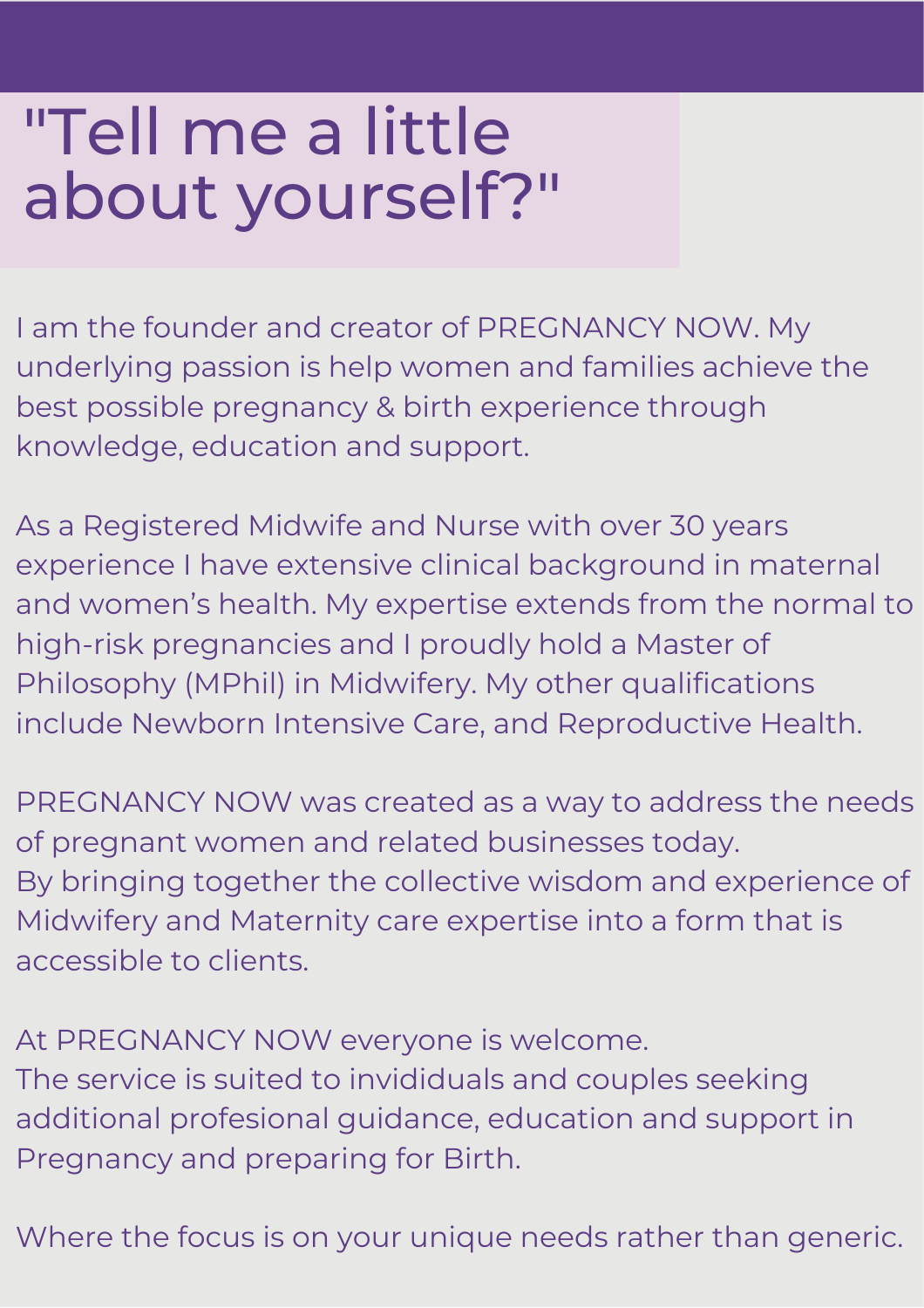# "Tell me a little about yourself?"

I am the founder and creator of PREGNANCY NOW. My underlying passion is help women and families achieve the best possible pregnancy & birth experience through knowledge, education and support.

As a Registered Midwife and Nurse with over 30 years experience I have extensive clinical background in maternal and women's health. My expertise extends from the normal to high-risk pregnancies and I proudly hold a Master of Philosophy (MPhil) in Midwifery. My other qualifications include Newborn Intensive Care, and Reproductive Health.

PREGNANCY NOW was created as a way to address the needs of pregnant women and related businesses today.
By bringing together the collective wisdom and experience of Midwifery and Maternity care expertise into a form that is accessible to clients.

At PREGNANCY NOW everyone is welcome.
The service is suited to invididuals and couples seeking additional profesional guidance, education and support in Pregnancy and preparing for Birth.

Where the focus is on your unique needs rather than generic.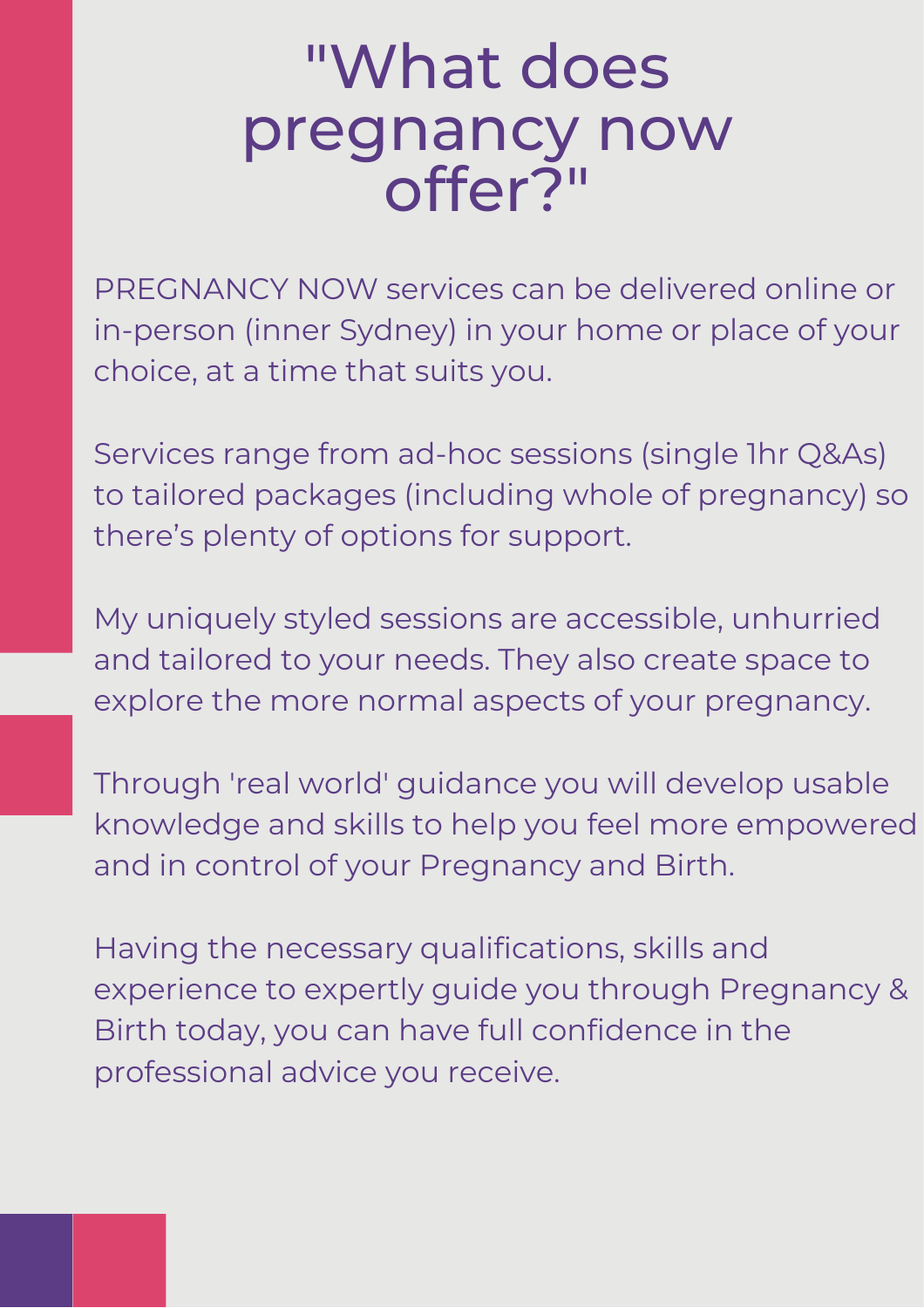# "What does pregnancy now offer?"

PREGNANCY NOW services can be delivered online or in-person (inner Sydney) in your home or place of your choice, at a time that suits you.

Services range from ad-hoc sessions (single 1hr Q&As) to tailored packages (including whole of pregnancy) so there's plenty of options for support.

My uniquely styled sessions are accessible, unhurried and tailored to your needs. They also create space to explore the more normal aspects of your pregnancy.

Through 'real world' guidance you will develop usable knowledge and skills to help you feel more empowered and in control of your Pregnancy and Birth.

Having the necessary qualifications, skills and experience to expertly guide you through Pregnancy & Birth today, you can have full confidence in the professional advice you receive.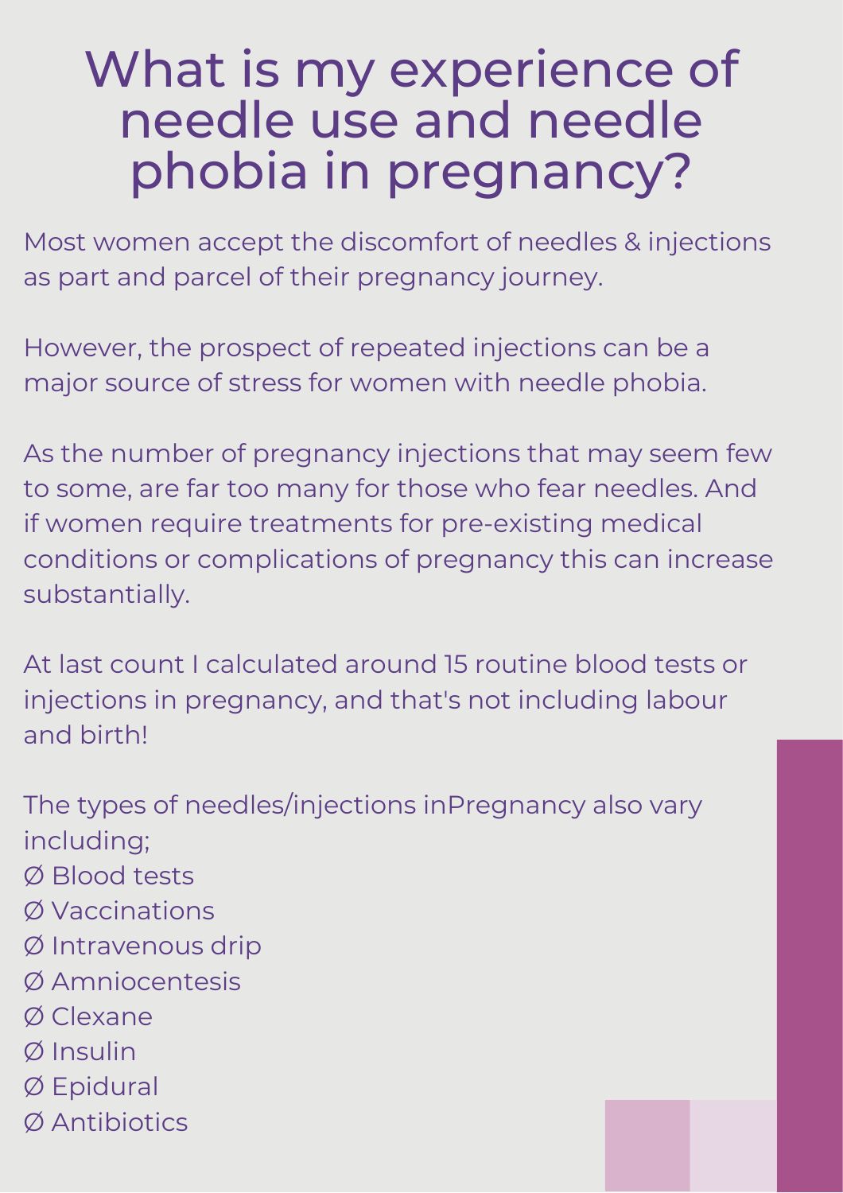# What is my experience of needle use and needle phobia in pregnancy?

Most women accept the discomfort of needles & injections as part and parcel of their pregnancy journey.

However, the prospect of repeated injections can be a major source of stress for women with needle phobia.

As the number of pregnancy injections that may seem few to some, are far too many for those who fear needles. And if women require treatments for pre-existing medical conditions or complications of pregnancy this can increase substantially.

At last count I calculated around 15 routine blood tests or injections in pregnancy, and that's not including labour and birth!

The types of needles/injections inPregnancy also vary including;

- Blood tests
- Vaccinations
- Intravenous drip
- Amniocentesis
- Clexane
- Insulin
- Epidural
- Antibiotics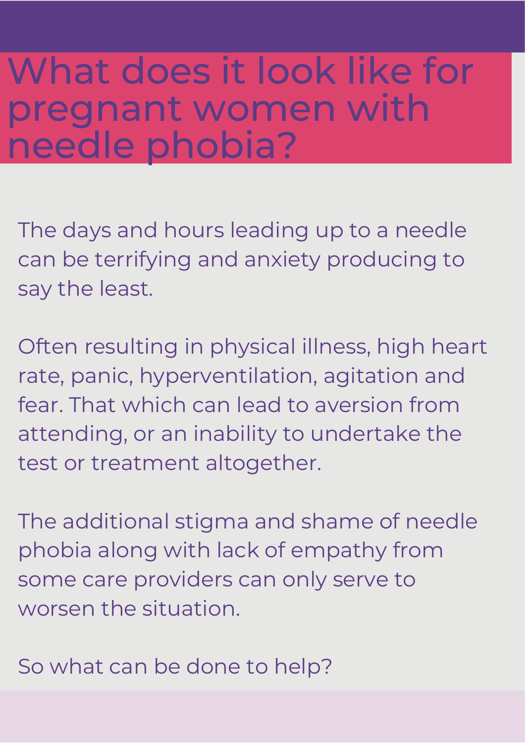# What does it look like for pregnant women with needle phobia?

The days and hours leading up to a needle can be terrifying and anxiety producing to say the least.

Often resulting in physical illness, high heart rate, panic, hyperventilation, agitation and fear. That which can lead to aversion from attending, or an inability to undertake the test or treatment altogether.

The additional stigma and shame of needle phobia along with lack of empathy from some care providers can only serve to worsen the situation.

So what can be done to help?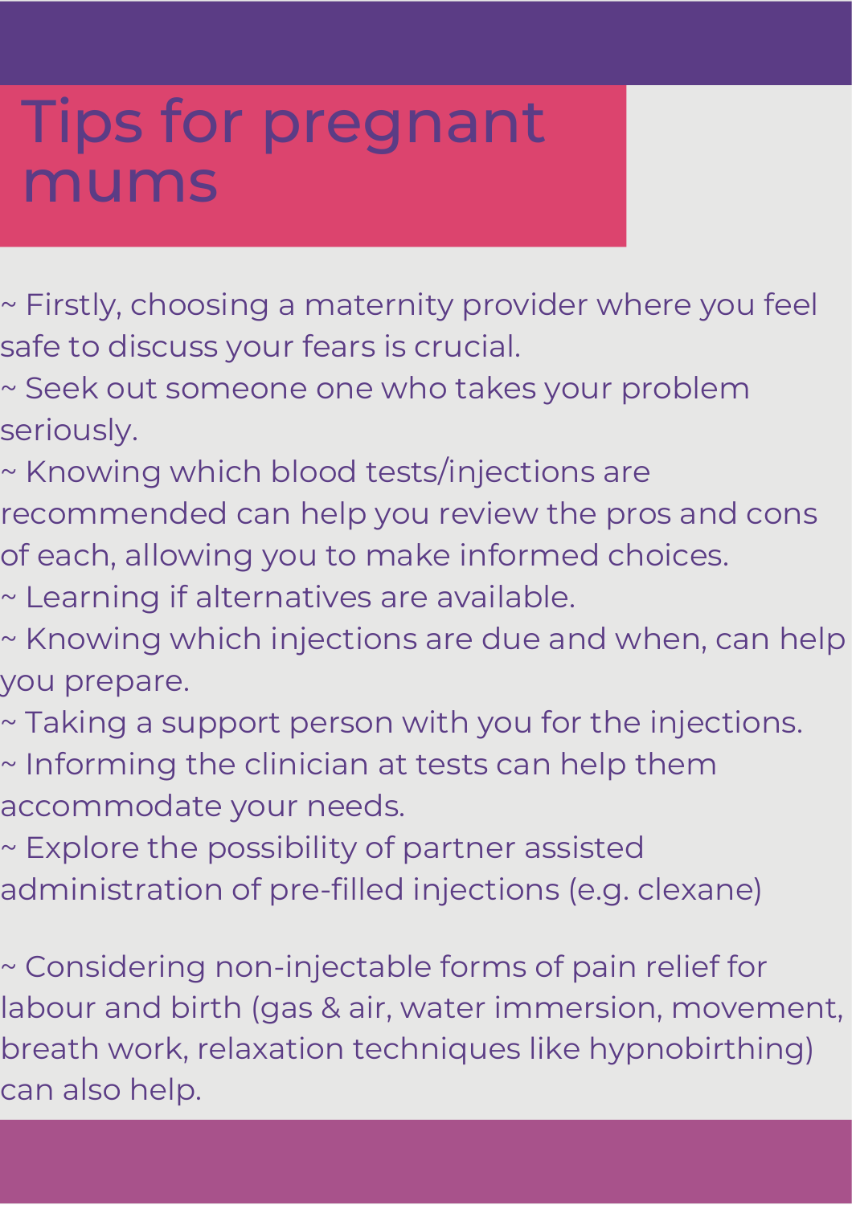# Tips for pregnant mums

~ Firstly, choosing a maternity provider where you feel safe to discuss your fears is crucial.
~ Seek out someone one who takes your problem seriously.
~ Knowing which blood tests/injections are recommended can help you review the pros and cons of each, allowing you to make informed choices.
~ Learning if alternatives are available.
~ Knowing which injections are due and when, can help you prepare.
~ Taking a support person with you for the injections.
~ Informing the clinician at tests can help them accommodate your needs.
~ Explore the possibility of partner assisted administration of pre-filled injections (e.g. clexane)

~ Considering non-injectable forms of pain relief for labour and birth (gas & air, water immersion, movement, breath work, relaxation techniques like hypnobirthing) can also help.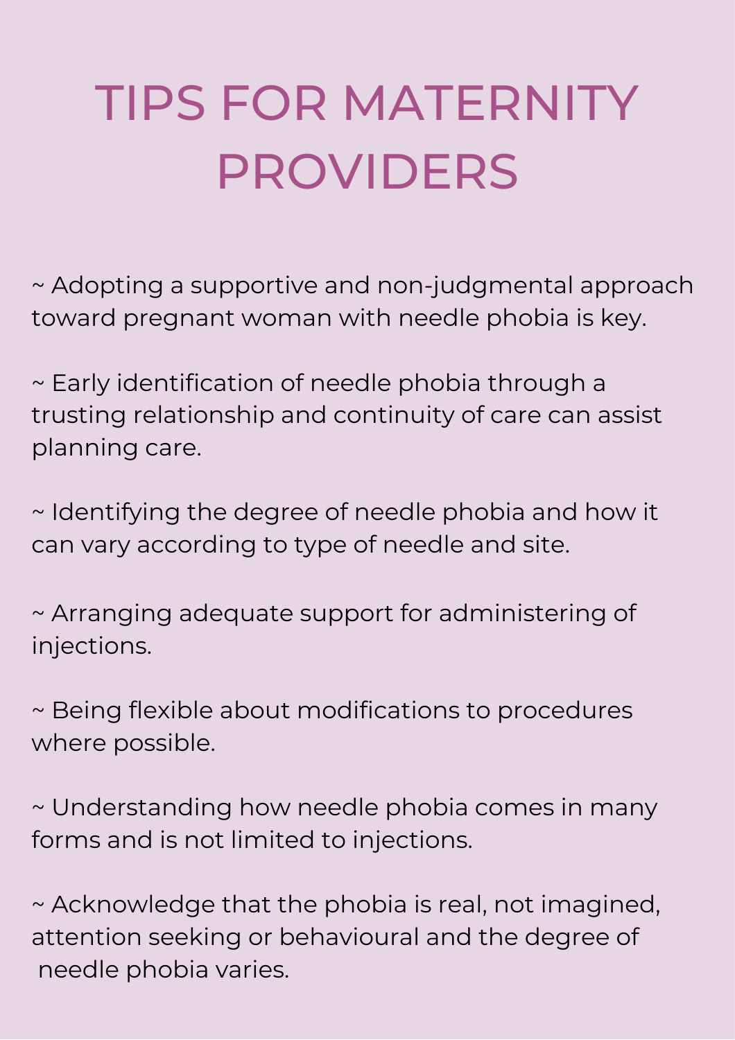# TIPS FOR MATERNITY PROVIDERS

~ Adopting a supportive and non-judgmental approach toward pregnant woman with needle phobia is key.

~ Early identification of needle phobia through a trusting relationship and continuity of care can assist planning care.

~ Identifying the degree of needle phobia and how it can vary according to type of needle and site.

~ Arranging adequate support for administering of injections.

~ Being flexible about modifications to procedures where possible.

~ Understanding how needle phobia comes in many forms and is not limited to injections.

~ Acknowledge that the phobia is real, not imagined, attention seeking or behavioural and the degree of needle phobia varies.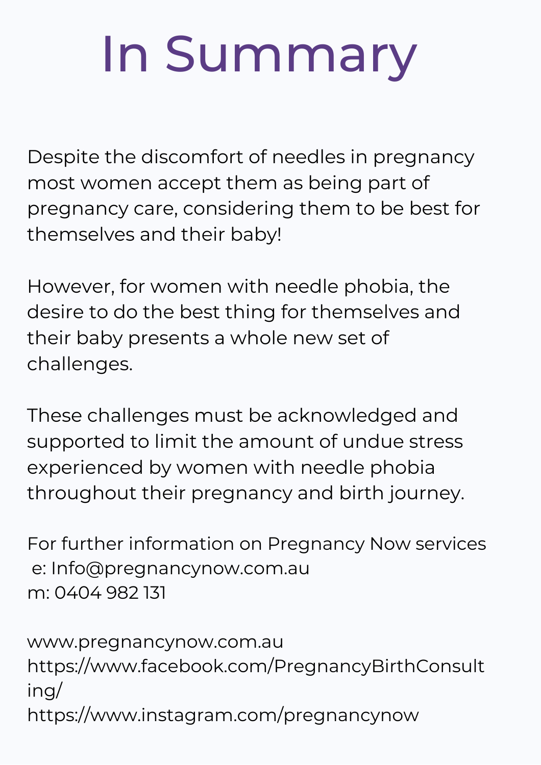# In Summary

Despite the discomfort of needles in pregnancy most women accept them as being part of pregnancy care, considering them to be best for themselves and their baby!

However, for women with needle phobia, the desire to do the best thing for themselves and their baby presents a whole new set of challenges.

These challenges must be acknowledged and supported to limit the amount of undue stress experienced by women with needle phobia throughout their pregnancy and birth journey.

For further information on Pregnancy Now services
e: Info@pregnancynow.com.au
m: 0404 982 131

www.pregnancynow.com.au
https://www.facebook.com/PregnancyBirthConsulting/
https://www.instagram.com/pregnancynow